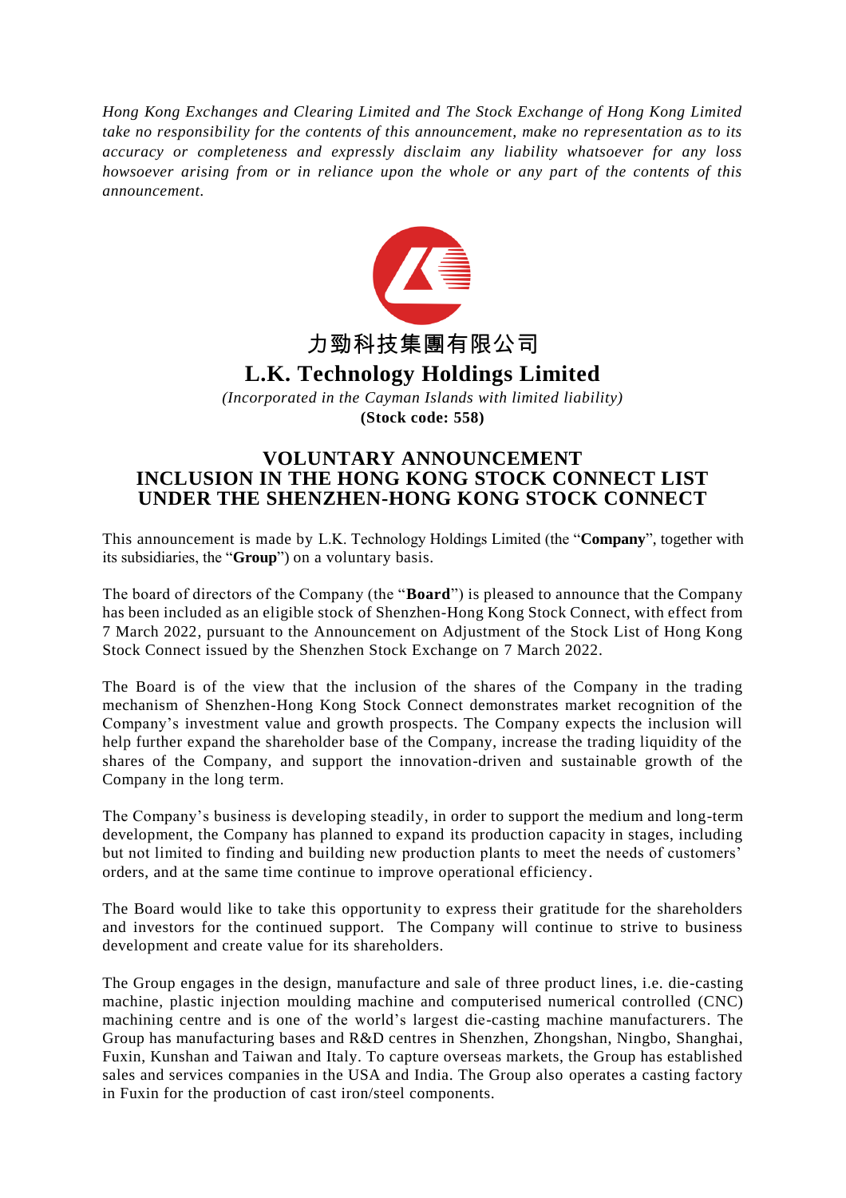*Hong Kong Exchanges and Clearing Limited and The Stock Exchange of Hong Kong Limited take no responsibility for the contents of this announcement, make no representation as to its accuracy or completeness and expressly disclaim any liability whatsoever for any loss howsoever arising from or in reliance upon the whole or any part of the contents of this announcement.*

# 力勁科技集團有限公司
# L.K. Technology Holdings Limited

*(Incorporated in the Cayman Islands with limited liability)*
**(Stock code: 558)**

## VOLUNTARY ANNOUNCEMENT
## INCLUSION IN THE HONG KONG STOCK CONNECT LIST UNDER THE SHENZHEN-HONG KONG STOCK CONNECT

This announcement is made by L.K. Technology Holdings Limited (the "**Company**", together with its subsidiaries, the "**Group**") on a voluntary basis.

The board of directors of the Company (the "**Board**") is pleased to announce that the Company has been included as an eligible stock of Shenzhen-Hong Kong Stock Connect, with effect from 7 March 2022, pursuant to the Announcement on Adjustment of the Stock List of Hong Kong Stock Connect issued by the Shenzhen Stock Exchange on 7 March 2022.

The Board is of the view that the inclusion of the shares of the Company in the trading mechanism of Shenzhen-Hong Kong Stock Connect demonstrates market recognition of the Company's investment value and growth prospects. The Company expects the inclusion will help further expand the shareholder base of the Company, increase the trading liquidity of the shares of the Company, and support the innovation-driven and sustainable growth of the Company in the long term.

The Company's business is developing steadily, in order to support the medium and long-term development, the Company has planned to expand its production capacity in stages, including but not limited to finding and building new production plants to meet the needs of customers' orders, and at the same time continue to improve operational efficiency.

The Board would like to take this opportunity to express their gratitude for the shareholders and investors for the continued support. The Company will continue to strive to business development and create value for its shareholders.

The Group engages in the design, manufacture and sale of three product lines, i.e. die-casting machine, plastic injection moulding machine and computerised numerical controlled (CNC) machining centre and is one of the world's largest die-casting machine manufacturers. The Group has manufacturing bases and R&D centres in Shenzhen, Zhongshan, Ningbo, Shanghai, Fuxin, Kunshan and Taiwan and Italy. To capture overseas markets, the Group has established sales and services companies in the USA and India. The Group also operates a casting factory in Fuxin for the production of cast iron/steel components.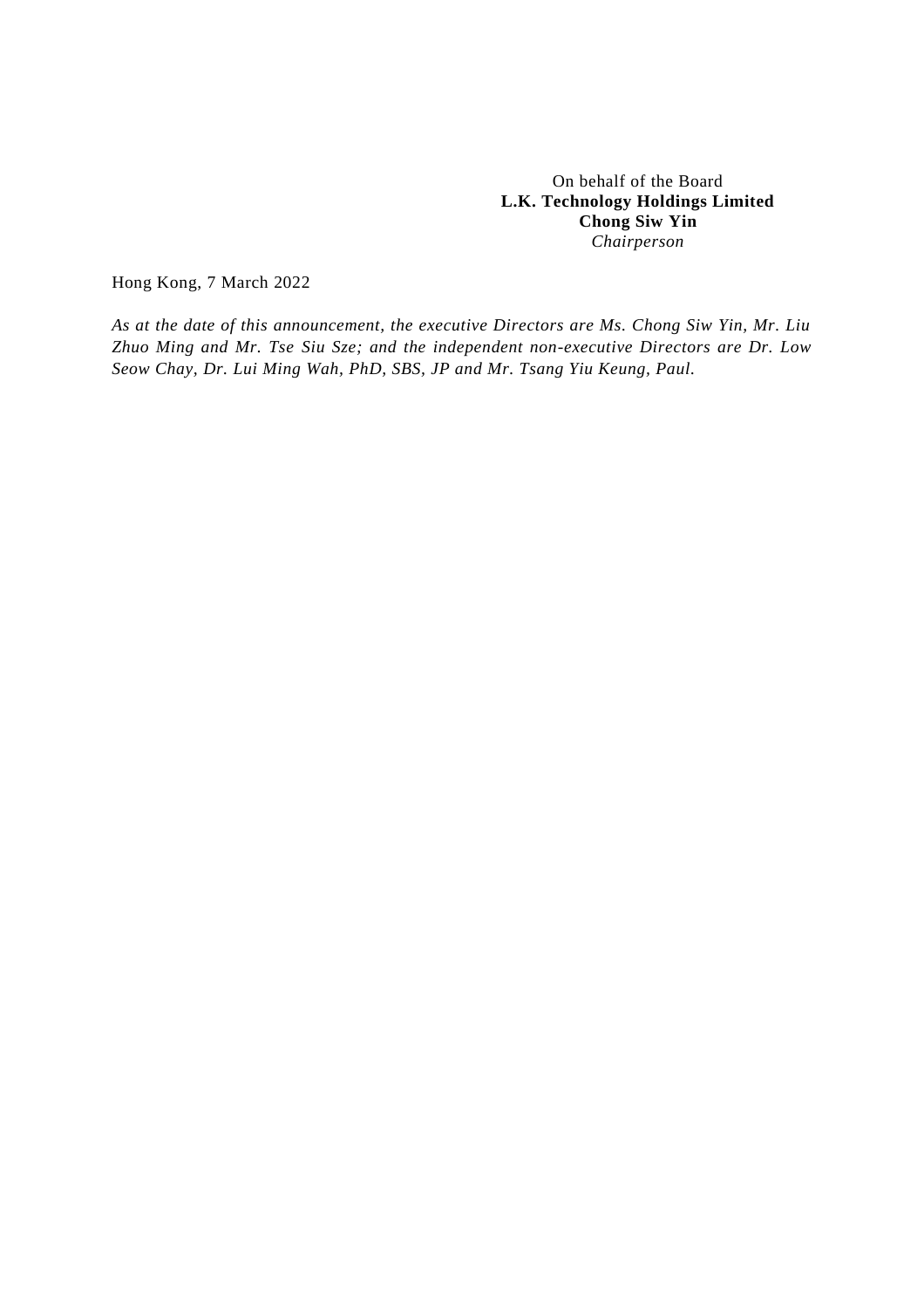On behalf of the Board
**L.K. Technology Holdings Limited**
**Chong Siw Yin**
*Chairperson*

Hong Kong, 7 March 2022

*As at the date of this announcement, the executive Directors are Ms. Chong Siw Yin, Mr. Liu Zhuo Ming and Mr. Tse Siu Sze; and the independent non-executive Directors are Dr. Low Seow Chay, Dr. Lui Ming Wah, PhD, SBS, JP and Mr. Tsang Yiu Keung, Paul.*